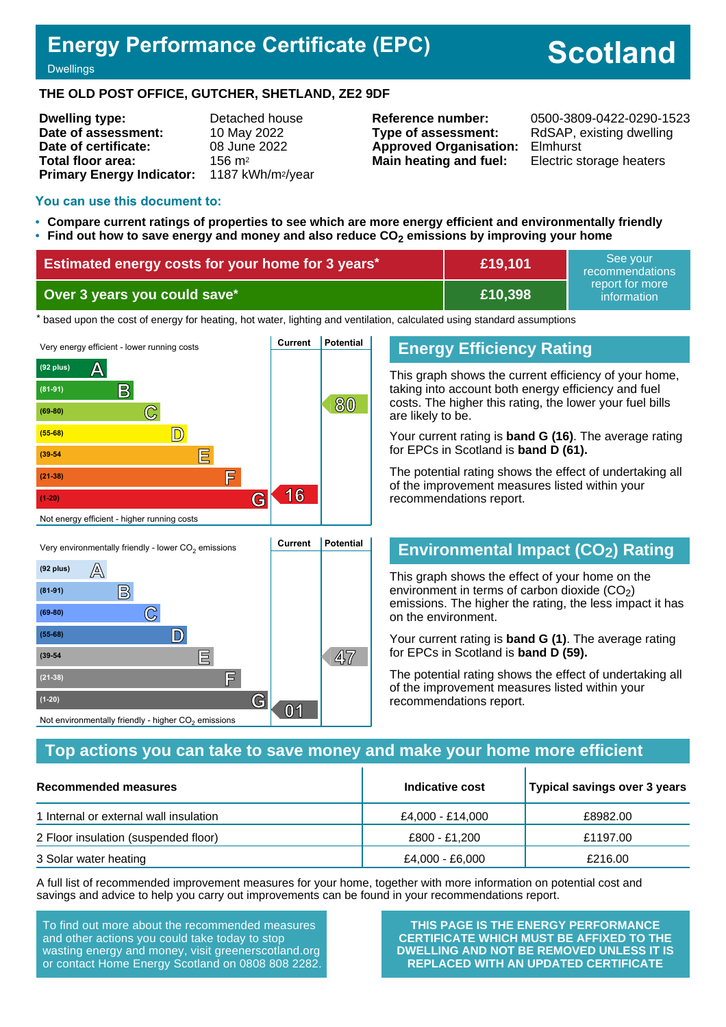# Energy Performance Certificate (EPC)

Dwellings

# Scotland

**THE OLD POST OFFICE, GUTCHER, SHETLAND, ZE2 9DF**

| | | | |
|---|---|---|---|
| **Dwelling type:** | Detached house | **Reference number:** | 0500-3809-0422-0290-1523 |
| **Date of assessment:** | 10 May 2022 | **Type of assessment:** | RdSAP, existing dwelling |
| **Date of certificate:** | 08 June 2022 | **Approved Organisation:** | Elmhurst |
| **Total floor area:** | 156 m² | **Main heating and fuel:** | Electric storage heaters |
| **Primary Energy Indicator:** | 1187 kWh/m²/year | | |

## You can use this document to:

- **Compare current ratings of properties to see which are more energy efficient and environmentally friendly**
- **Find out how to save energy and money and also reduce $CO_2$ emissions by improving your home**

| | | |
|---|---|---|
| **Estimated energy costs for your home for 3 years*** | **£19,101** | See your recommendations report for more information |
| **Over 3 years you could save*** | **£10,398** | |

* based upon the cost of energy for heating, hot water, lighting and ventilation, calculated using standard assumptions

## Energy Efficiency Rating

Very energy efficient - lower running costs

| Band | Current | Potential |
|---|---|---|
| (92 plus) A | | |
| (81-91) B | | |
| (69-80) C | | 80 |
| (55-68) D | | |
| (39-54) E | | |
| (21-38) F | | |
| (1-20) G | 16 | |

Not energy efficient - higher running costs

This graph shows the current efficiency of your home, taking into account both energy efficiency and fuel costs. The higher this rating, the lower your fuel bills are likely to be.

Your current rating is **band G (16)**. The average rating for EPCs in Scotland is **band D (61).**

The potential rating shows the effect of undertaking all of the improvement measures listed within your recommendations report.

## Environmental Impact ($CO_2$) Rating

Very environmentally friendly - lower $CO_2$ emissions

| Band | Current | Potential |
|---|---|---|
| (92 plus) A | | |
| (81-91) B | | |
| (69-80) C | | |
| (55-68) D | | |
| (39-54) E | | 47 |
| (21-38) F | | |
| (1-20) G | 01 | |

Not environmentally friendly - higher $CO_2$ emissions

This graph shows the effect of your home on the environment in terms of carbon dioxide ($CO_2$) emissions. The higher the rating, the less impact it has on the environment.

Your current rating is **band G (1)**. The average rating for EPCs in Scotland is **band D (59).**

The potential rating shows the effect of undertaking all of the improvement measures listed within your recommendations report.

## Top actions you can take to save money and make your home more efficient

| Recommended measures | Indicative cost | Typical savings over 3 years |
|---|---|---|
| 1 Internal or external wall insulation | £4,000 - £14,000 | £8982.00 |
| 2 Floor insulation (suspended floor) | £800 - £1,200 | £1197.00 |
| 3 Solar water heating | £4,000 - £6,000 | £216.00 |

A full list of recommended improvement measures for your home, together with more information on potential cost and savings and advice to help you carry out improvements can be found in your recommendations report.

To find out more about the recommended measures and other actions you could take today to stop wasting energy and money, visit greenerscotland.org or contact Home Energy Scotland on 0808 808 2282.

**THIS PAGE IS THE ENERGY PERFORMANCE CERTIFICATE WHICH MUST BE AFFIXED TO THE DWELLING AND NOT BE REMOVED UNLESS IT IS REPLACED WITH AN UPDATED CERTIFICATE**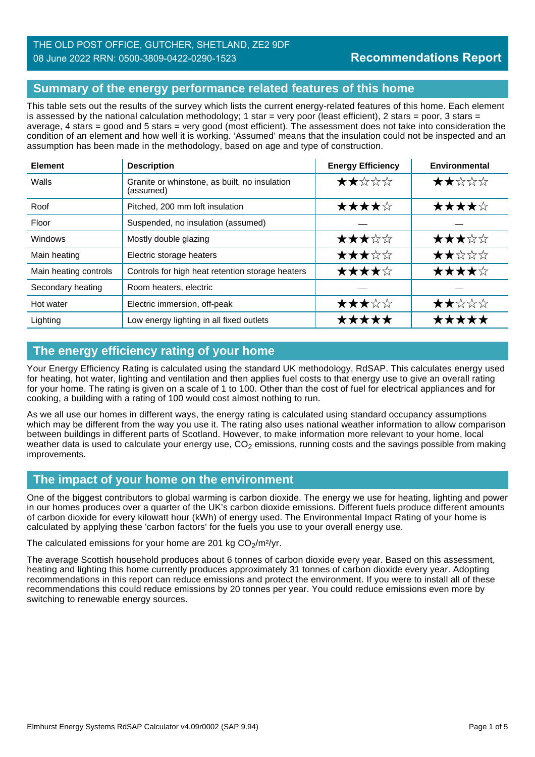THE OLD POST OFFICE, GUTCHER, SHETLAND, ZE2 9DF
08 June 2022 RRN: 0500-3809-0422-0290-1523

# Recommendations Report

## Summary of the energy performance related features of this home

This table sets out the results of the survey which lists the current energy-related features of this home. Each element is assessed by the national calculation methodology; 1 star = very poor (least efficient), 2 stars = poor, 3 stars = average, 4 stars = good and 5 stars = very good (most efficient). The assessment does not take into consideration the condition of an element and how well it is working. 'Assumed' means that the insulation could not be inspected and an assumption has been made in the methodology, based on age and type of construction.

| Element | Description | Energy Efficiency | Environmental |
|---|---|---|---|
| Walls | Granite or whinstone, as built, no insulation (assumed) | ★★☆☆☆ | ★★☆☆☆ |
| Roof | Pitched, 200 mm loft insulation | ★★★★☆ | ★★★★☆ |
| Floor | Suspended, no insulation (assumed) | — | — |
| Windows | Mostly double glazing | ★★★☆☆ | ★★★☆☆ |
| Main heating | Electric storage heaters | ★★★☆☆ | ★★☆☆☆ |
| Main heating controls | Controls for high heat retention storage heaters | ★★★★☆ | ★★★★☆ |
| Secondary heating | Room heaters, electric | — | — |
| Hot water | Electric immersion, off-peak | ★★★☆☆ | ★★☆☆☆ |
| Lighting | Low energy lighting in all fixed outlets | ★★★★★ | ★★★★★ |

## The energy efficiency rating of your home

Your Energy Efficiency Rating is calculated using the standard UK methodology, RdSAP. This calculates energy used for heating, hot water, lighting and ventilation and then applies fuel costs to that energy use to give an overall rating for your home. The rating is given on a scale of 1 to 100. Other than the cost of fuel for electrical appliances and for cooking, a building with a rating of 100 would cost almost nothing to run.

As we all use our homes in different ways, the energy rating is calculated using standard occupancy assumptions which may be different from the way you use it. The rating also uses national weather information to allow comparison between buildings in different parts of Scotland. However, to make information more relevant to your home, local weather data is used to calculate your energy use, $CO_2$ emissions, running costs and the savings possible from making improvements.

## The impact of your home on the environment

One of the biggest contributors to global warming is carbon dioxide. The energy we use for heating, lighting and power in our homes produces over a quarter of the UK's carbon dioxide emissions. Different fuels produce different amounts of carbon dioxide for every kilowatt hour (kWh) of energy used. The Environmental Impact Rating of your home is calculated by applying these 'carbon factors' for the fuels you use to your overall energy use.

The calculated emissions for your home are 201 kg $CO_2$/m²/yr.

The average Scottish household produces about 6 tonnes of carbon dioxide every year. Based on this assessment, heating and lighting this home currently produces approximately 31 tonnes of carbon dioxide every year. Adopting recommendations in this report can reduce emissions and protect the environment. If you were to install all of these recommendations this could reduce emissions by 20 tonnes per year. You could reduce emissions even more by switching to renewable energy sources.

Elmhurst Energy Systems RdSAP Calculator v4.09r0002 (SAP 9.94)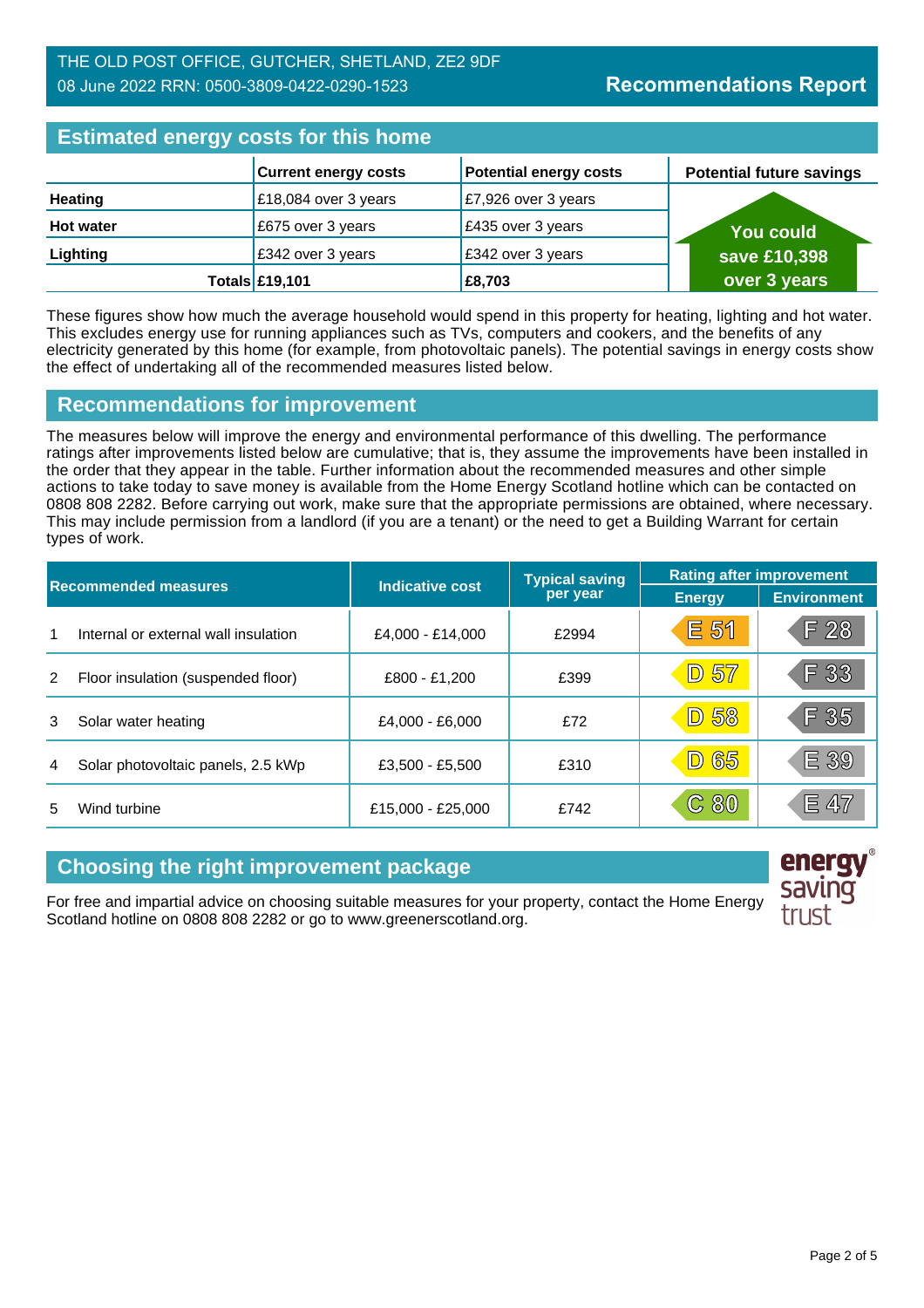THE OLD POST OFFICE, GUTCHER, SHETLAND, ZE2 9DF
08 June 2022 RRN: 0500-3809-0422-0290-1523

**Recommendations Report**

## Estimated energy costs for this home

| | Current energy costs | Potential energy costs | Potential future savings |
|---|---|---|---|
| **Heating** | £18,084 over 3 years | £7,926 over 3 years | You could save £10,398 over 3 years |
| **Hot water** | £675 over 3 years | £435 over 3 years | |
| **Lighting** | £342 over 3 years | £342 over 3 years | |
| **Totals** | **£19,101** | **£8,703** | |

These figures show how much the average household would spend in this property for heating, lighting and hot water. This excludes energy use for running appliances such as TVs, computers and cookers, and the benefits of any electricity generated by this home (for example, from photovoltaic panels). The potential savings in energy costs show the effect of undertaking all of the recommended measures listed below.

## Recommendations for improvement

The measures below will improve the energy and environmental performance of this dwelling. The performance ratings after improvements listed below are cumulative; that is, they assume the improvements have been installed in the order that they appear in the table. Further information about the recommended measures and other simple actions to take today to save money is available from the Home Energy Scotland hotline which can be contacted on 0808 808 2282. Before carrying out work, make sure that the appropriate permissions are obtained, where necessary. This may include permission from a landlord (if you are a tenant) or the need to get a Building Warrant for certain types of work.

| | Recommended measures | Indicative cost | Typical saving per year | Rating after improvement | |
|---|---|---|---|---|---|
| | | | | Energy | Environment |
| 1 | Internal or external wall insulation | £4,000 - £14,000 | £2994 | E 51 | F 28 |
| 2 | Floor insulation (suspended floor) | £800 - £1,200 | £399 | D 57 | F 33 |
| 3 | Solar water heating | £4,000 - £6,000 | £72 | D 58 | F 35 |
| 4 | Solar photovoltaic panels, 2.5 kWp | £3,500 - £5,500 | £310 | D 65 | E 39 |
| 5 | Wind turbine | £15,000 - £25,000 | £742 | C 80 | E 47 |

## Choosing the right improvement package

For free and impartial advice on choosing suitable measures for your property, contact the Home Energy Scotland hotline on 0808 808 2282 or go to www.greenerscotland.org.

energy saving trust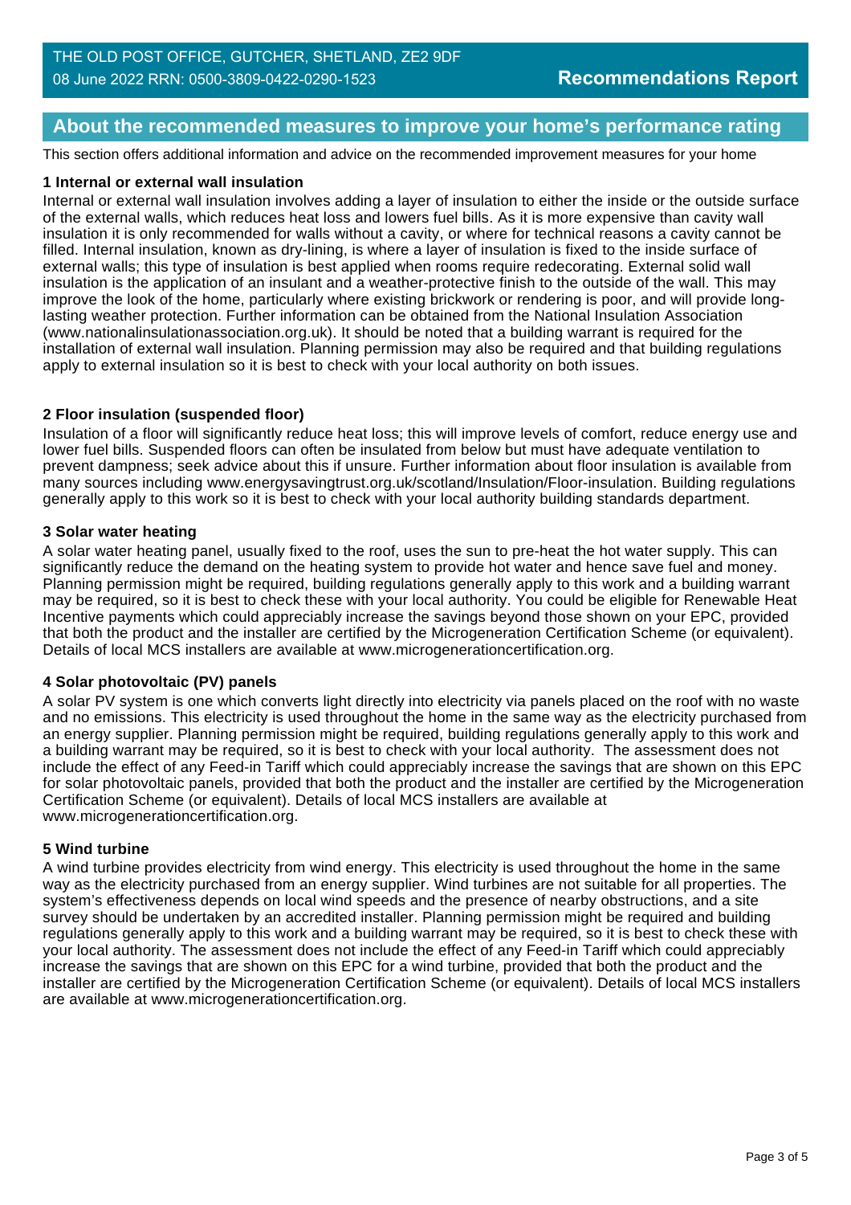## About the recommended measures to improve your home's performance rating

This section offers additional information and advice on the recommended improvement measures for your home

### 1 Internal or external wall insulation

Internal or external wall insulation involves adding a layer of insulation to either the inside or the outside surface of the external walls, which reduces heat loss and lowers fuel bills. As it is more expensive than cavity wall insulation it is only recommended for walls without a cavity, or where for technical reasons a cavity cannot be filled. Internal insulation, known as dry-lining, is where a layer of insulation is fixed to the inside surface of external walls; this type of insulation is best applied when rooms require redecorating. External solid wall insulation is the application of an insulant and a weather-protective finish to the outside of the wall. This may improve the look of the home, particularly where existing brickwork or rendering is poor, and will provide long-lasting weather protection. Further information can be obtained from the National Insulation Association (www.nationalinsulationassociation.org.uk). It should be noted that a building warrant is required for the installation of external wall insulation. Planning permission may also be required and that building regulations apply to external insulation so it is best to check with your local authority on both issues.

### 2 Floor insulation (suspended floor)

Insulation of a floor will significantly reduce heat loss; this will improve levels of comfort, reduce energy use and lower fuel bills. Suspended floors can often be insulated from below but must have adequate ventilation to prevent dampness; seek advice about this if unsure. Further information about floor insulation is available from many sources including www.energysavingtrust.org.uk/scotland/Insulation/Floor-insulation. Building regulations generally apply to this work so it is best to check with your local authority building standards department.

### 3 Solar water heating

A solar water heating panel, usually fixed to the roof, uses the sun to pre-heat the hot water supply. This can significantly reduce the demand on the heating system to provide hot water and hence save fuel and money. Planning permission might be required, building regulations generally apply to this work and a building warrant may be required, so it is best to check these with your local authority. You could be eligible for Renewable Heat Incentive payments which could appreciably increase the savings beyond those shown on your EPC, provided that both the product and the installer are certified by the Microgeneration Certification Scheme (or equivalent). Details of local MCS installers are available at www.microgenerationcertification.org.

### 4 Solar photovoltaic (PV) panels

A solar PV system is one which converts light directly into electricity via panels placed on the roof with no waste and no emissions. This electricity is used throughout the home in the same way as the electricity purchased from an energy supplier. Planning permission might be required, building regulations generally apply to this work and a building warrant may be required, so it is best to check with your local authority. The assessment does not include the effect of any Feed-in Tariff which could appreciably increase the savings that are shown on this EPC for solar photovoltaic panels, provided that both the product and the installer are certified by the Microgeneration Certification Scheme (or equivalent). Details of local MCS installers are available at www.microgenerationcertification.org.

### 5 Wind turbine

A wind turbine provides electricity from wind energy. This electricity is used throughout the home in the same way as the electricity purchased from an energy supplier. Wind turbines are not suitable for all properties. The system's effectiveness depends on local wind speeds and the presence of nearby obstructions, and a site survey should be undertaken by an accredited installer. Planning permission might be required and building regulations generally apply to this work and a building warrant may be required, so it is best to check these with your local authority. The assessment does not include the effect of any Feed-in Tariff which could appreciably increase the savings that are shown on this EPC for a wind turbine, provided that both the product and the installer are certified by the Microgeneration Certification Scheme (or equivalent). Details of local MCS installers are available at www.microgenerationcertification.org.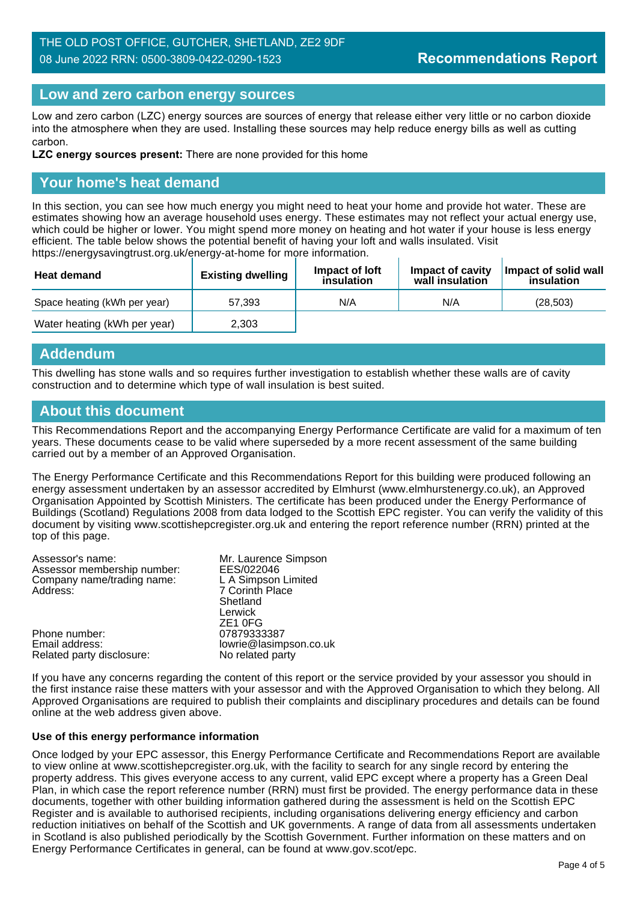THE OLD POST OFFICE, GUTCHER, SHETLAND, ZE2 9DF
08 June 2022 RRN: 0500-3809-0422-0290-1523

# Recommendations Report

## Low and zero carbon energy sources

Low and zero carbon (LZC) energy sources are sources of energy that release either very little or no carbon dioxide into the atmosphere when they are used. Installing these sources may help reduce energy bills as well as cutting carbon.

**LZC energy sources present:** There are none provided for this home

## Your home's heat demand

In this section, you can see how much energy you might need to heat your home and provide hot water. These are estimates showing how an average household uses energy. These estimates may not reflect your actual energy use, which could be higher or lower. You might spend more money on heating and hot water if your house is less energy efficient. The table below shows the potential benefit of having your loft and walls insulated. Visit https://energysavingtrust.org.uk/energy-at-home for more information.

| Heat demand | Existing dwelling | Impact of loft insulation | Impact of cavity wall insulation | Impact of solid wall insulation |
|---|---|---|---|---|
| Space heating (kWh per year) | 57,393 | N/A | N/A | (28,503) |
| Water heating (kWh per year) | 2,303 | | | |

## Addendum

This dwelling has stone walls and so requires further investigation to establish whether these walls are of cavity construction and to determine which type of wall insulation is best suited.

## About this document

This Recommendations Report and the accompanying Energy Performance Certificate are valid for a maximum of ten years. These documents cease to be valid where superseded by a more recent assessment of the same building carried out by a member of an Approved Organisation.

The Energy Performance Certificate and this Recommendations Report for this building were produced following an energy assessment undertaken by an assessor accredited by Elmhurst (www.elmhurstenergy.co.uk), an Approved Organisation Appointed by Scottish Ministers. The certificate has been produced under the Energy Performance of Buildings (Scotland) Regulations 2008 from data lodged to the Scottish EPC register. You can verify the validity of this document by visiting www.scottishepcregister.org.uk and entering the report reference number (RRN) printed at the top of this page.

| | |
|---|---|
| Assessor's name: | Mr. Laurence Simpson |
| Assessor membership number: | EES/022046 |
| Company name/trading name: | L A Simpson Limited |
| Address: | 7 Corinth Place<br>Shetland<br>Lerwick<br>ZE1 0FG |
| Phone number: | 07879333387 |
| Email address: | lowrie@lasimpson.co.uk |
| Related party disclosure: | No related party |

If you have any concerns regarding the content of this report or the service provided by your assessor you should in the first instance raise these matters with your assessor and with the Approved Organisation to which they belong. All Approved Organisations are required to publish their complaints and disciplinary procedures and details can be found online at the web address given above.

### Use of this energy performance information

Once lodged by your EPC assessor, this Energy Performance Certificate and Recommendations Report are available to view online at www.scottishepcregister.org.uk, with the facility to search for any single record by entering the property address. This gives everyone access to any current, valid EPC except where a property has a Green Deal Plan, in which case the report reference number (RRN) must first be provided. The energy performance data in these documents, together with other building information gathered during the assessment is held on the Scottish EPC Register and is available to authorised recipients, including organisations delivering energy efficiency and carbon reduction initiatives on behalf of the Scottish and UK governments. A range of data from all assessments undertaken in Scotland is also published periodically by the Scottish Government. Further information on these matters and on Energy Performance Certificates in general, can be found at www.gov.scot/epc.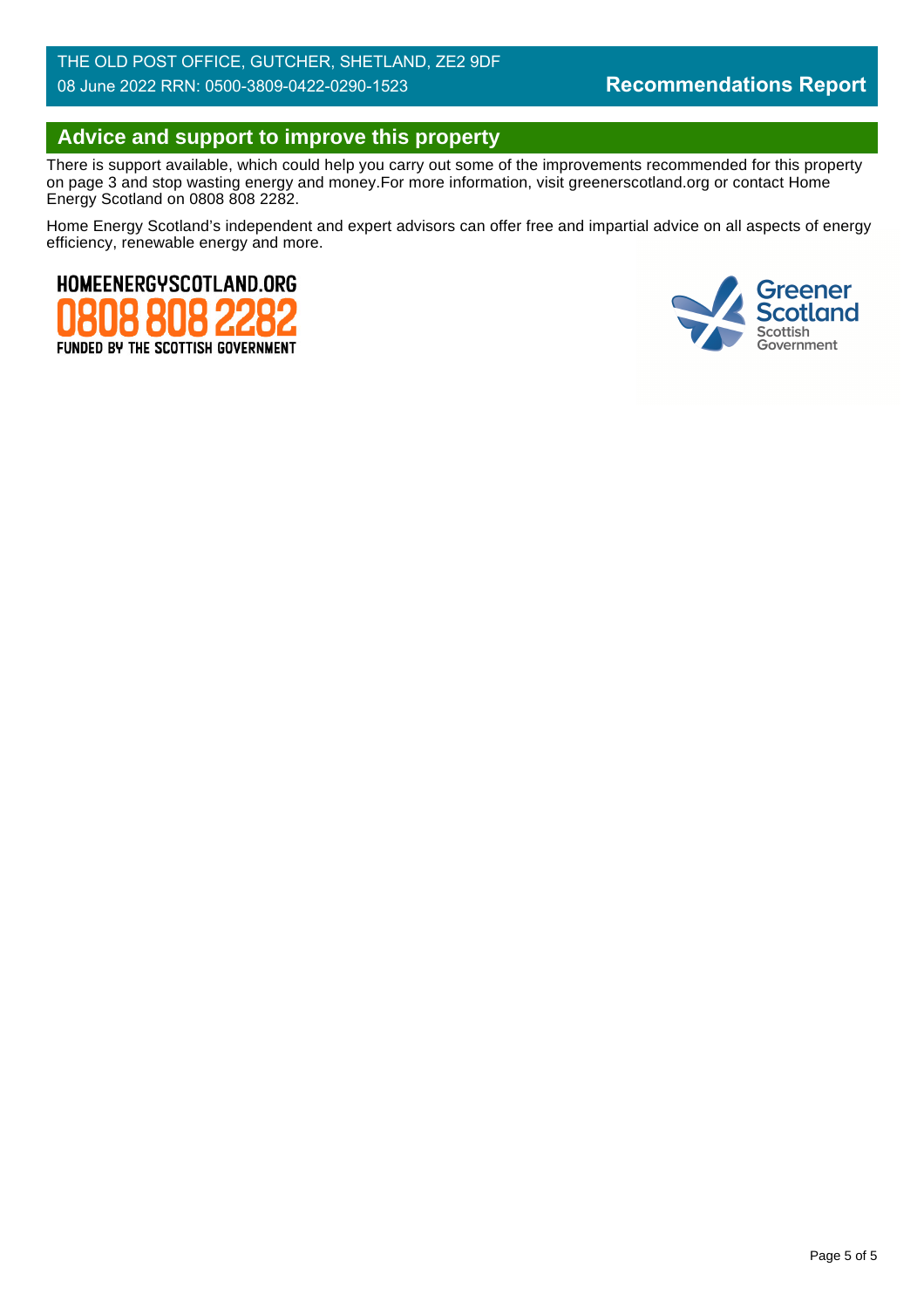## Advice and support to improve this property

There is support available, which could help you carry out some of the improvements recommended for this property on page 3 and stop wasting energy and money.For more information, visit greenerscotland.org or contact Home Energy Scotland on 0808 808 2282.

Home Energy Scotland's independent and expert advisors can offer free and impartial advice on all aspects of energy efficiency, renewable energy and more.

HOMEENERGYSCOTLAND.ORG
0808 808 2282
FUNDED BY THE SCOTTISH GOVERNMENT

Greener Scotland
Scottish Government